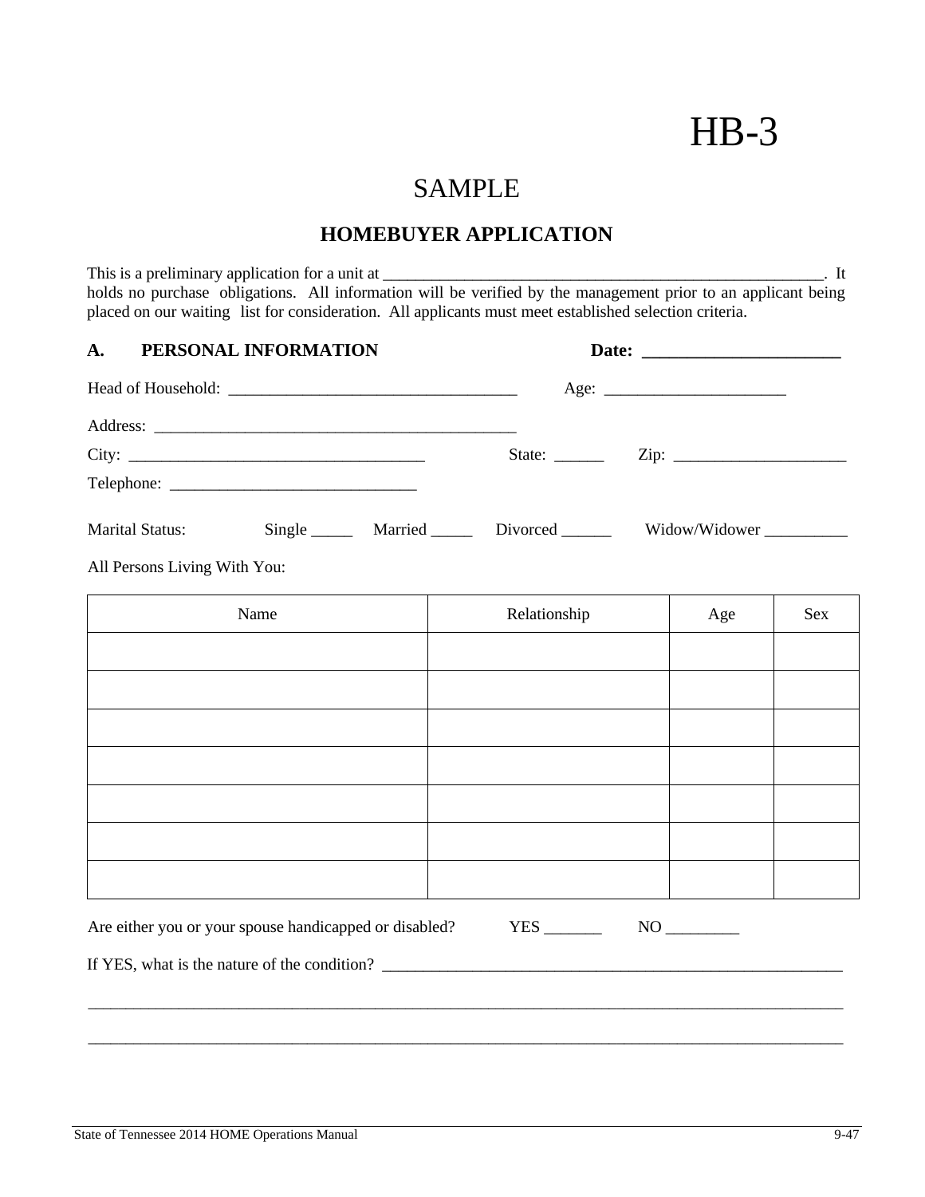# HB-3

## SAMPLE

### HOMEBUYER APPLICATION

This is a preliminary application for a unit at ___________________________________________________________. It holds no purchase obligations. All information will be verified by the management prior to an applicant being placed on our waiting list for consideration. All applicants must meet established selection criteria.

**A. PERSONAL INFORMATION** **Date: ______________________**

Head of Household: ___________________________________ Age: ______________________

Address: ____________________________________________

City: ____________________________________ State: ______ Zip: _____________________

Telephone: ______________________________

Marital Status: Single _____ Married _____ Divorced ______ Widow/Widower __________

All Persons Living With You:

| Name | Relationship | Age | Sex |
|---|---|---|---|
| | | | |
| | | | |
| | | | |
| | | | |
| | | | |
| | | | |
| | | | |

Are either you or your spouse handicapped or disabled? YES _______ NO _________

If YES, what is the nature of the condition? ___________________________________________________________

_______________________________________________________________________________________________

_______________________________________________________________________________________________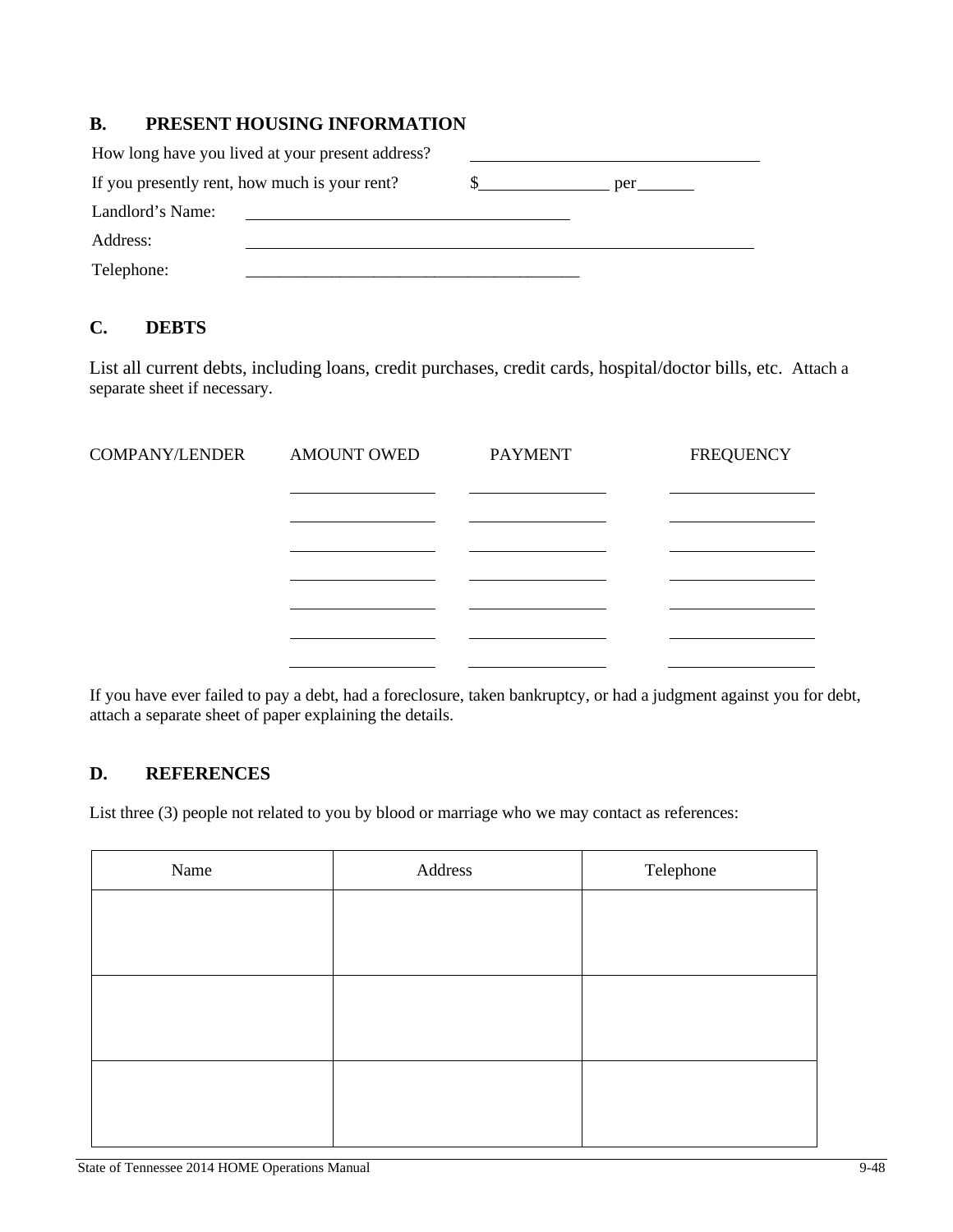## B. PRESENT HOUSING INFORMATION

How long have you lived at your present address? \_\_\_\_\_\_\_\_\_\_\_\_\_\_\_\_\_\_\_\_\_\_\_\_\_\_\_\_\_\_

If you presently rent, how much is your rent? $\_\_\_\_\_\_\_\_\_\_\_\_\_\_ per\_\_\_\_\_\_

Landlord's Name: \_\_\_\_\_\_\_\_\_\_\_\_\_\_\_\_\_\_\_\_\_\_\_\_\_\_\_\_\_\_\_\_\_\_\_\_

Address: \_\_\_\_\_\_\_\_\_\_\_\_\_\_\_\_\_\_\_\_\_\_\_\_\_\_\_\_\_\_\_\_\_\_\_\_\_\_\_\_\_\_\_\_\_\_\_\_\_\_\_\_\_\_

Telephone: \_\_\_\_\_\_\_\_\_\_\_\_\_\_\_\_\_\_\_\_\_\_\_\_\_\_\_\_\_\_\_\_\_\_\_\_\_\_\_\_

## C. DEBTS

List all current debts, including loans, credit purchases, credit cards, hospital/doctor bills, etc. Attach a separate sheet if necessary.

| COMPANY/LENDER | AMOUNT OWED | PAYMENT | FREQUENCY |
| --- | --- | --- | --- |
| | | | |
| | | | |
| | | | |
| | | | |
| | | | |
| | | | |
| | | | |

If you have ever failed to pay a debt, had a foreclosure, taken bankruptcy, or had a judgment against you for debt, attach a separate sheet of paper explaining the details.

## D. REFERENCES

List three (3) people not related to you by blood or marriage who we may contact as references:

| Name | Address | Telephone |
| --- | --- | --- |
| | | |
| | | |
| | | |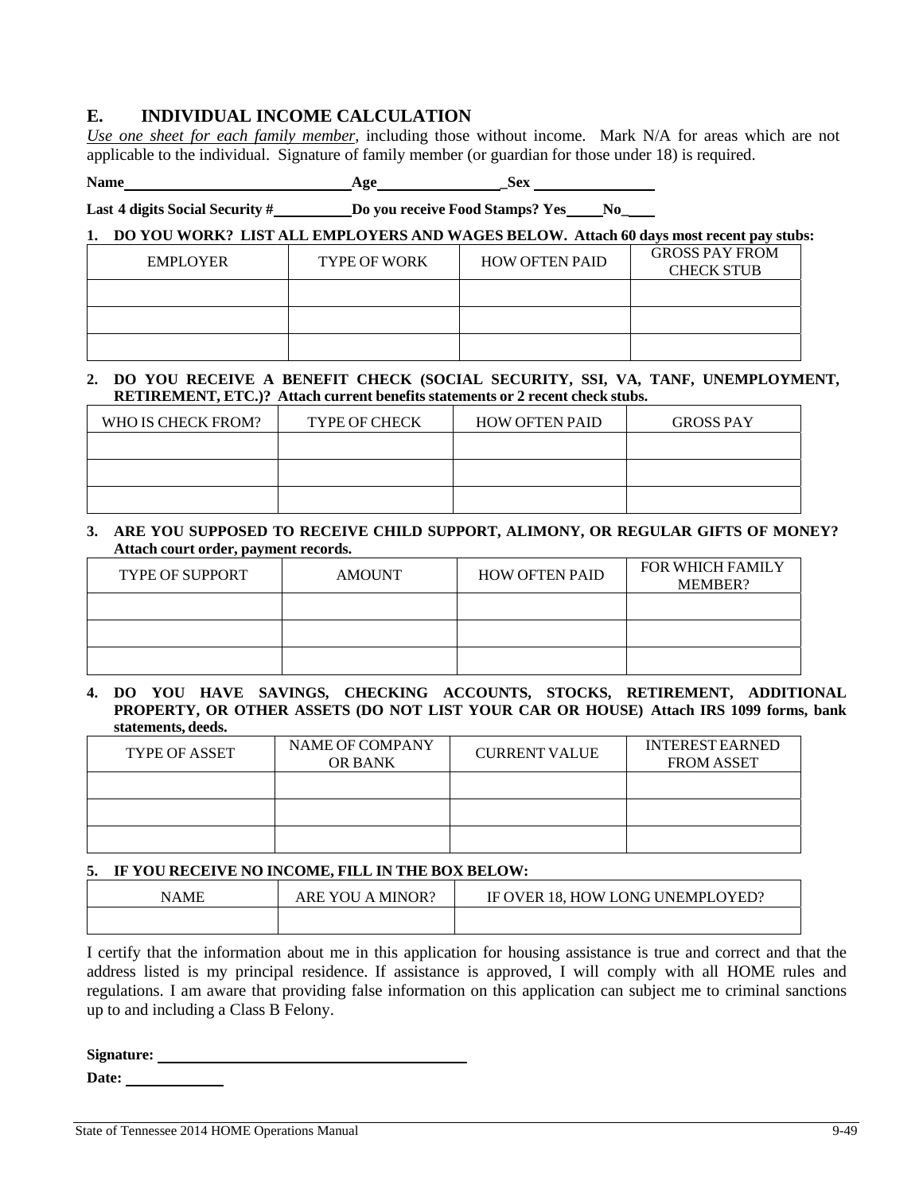## E. INDIVIDUAL INCOME CALCULATION

*Use one sheet for each family member*, including those without income. Mark N/A for areas which are not applicable to the individual. Signature of family member (or guardian for those under 18) is required.

**Name**_____________________________ **Age**________________ **Sex** _______________

**Last 4 digits Social Security #**__________ **Do you receive Food Stamps? Yes**_____ **No**____

**1. DO YOU WORK? LIST ALL EMPLOYERS AND WAGES BELOW. Attach 60 days most recent pay stubs:**

| EMPLOYER | TYPE OF WORK | HOW OFTEN PAID | GROSS PAY FROM CHECK STUB |
|---|---|---|---|
| | | | |
| | | | |
| | | | |

**2. DO YOU RECEIVE A BENEFIT CHECK (SOCIAL SECURITY, SSI, VA, TANF, UNEMPLOYMENT, RETIREMENT, ETC.)? Attach current benefits statements or 2 recent check stubs.**

| WHO IS CHECK FROM? | TYPE OF CHECK | HOW OFTEN PAID | GROSS PAY |
|---|---|---|---|
| | | | |
| | | | |
| | | | |

**3. ARE YOU SUPPOSED TO RECEIVE CHILD SUPPORT, ALIMONY, OR REGULAR GIFTS OF MONEY? Attach court order, payment records.**

| TYPE OF SUPPORT | AMOUNT | HOW OFTEN PAID | FOR WHICH FAMILY MEMBER? |
|---|---|---|---|
| | | | |
| | | | |
| | | | |

**4. DO YOU HAVE SAVINGS, CHECKING ACCOUNTS, STOCKS, RETIREMENT, ADDITIONAL PROPERTY, OR OTHER ASSETS (DO NOT LIST YOUR CAR OR HOUSE) Attach IRS 1099 forms, bank statements, deeds.**

| TYPE OF ASSET | NAME OF COMPANY OR BANK | CURRENT VALUE | INTEREST EARNED FROM ASSET |
|---|---|---|---|
| | | | |
| | | | |
| | | | |

**5. IF YOU RECEIVE NO INCOME, FILL IN THE BOX BELOW:**

| NAME | ARE YOU A MINOR? | IF OVER 18, HOW LONG UNEMPLOYED? |
|---|---|---|
| | | |

I certify that the information about me in this application for housing assistance is true and correct and that the address listed is my principal residence. If assistance is approved, I will comply with all HOME rules and regulations. I am aware that providing false information on this application can subject me to criminal sanctions up to and including a Class B Felony.

**Signature:** ________________________________________

**Date:** ____________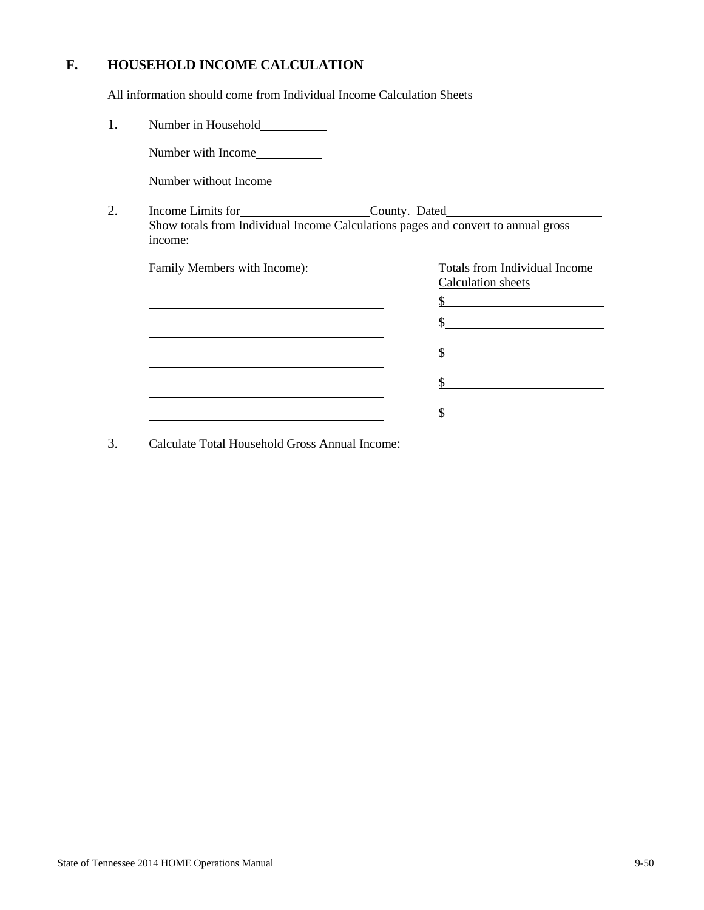## F. HOUSEHOLD INCOME CALCULATION

All information should come from Individual Income Calculation Sheets

1. Number in Household__________

   Number with Income__________

   Number without Income__________

2. Income Limits for____________________County. Dated________________________
   Show totals from Individual Income Calculations pages and convert to annual gross income:

| Family Members with Income): | Totals from Individual Income Calculation sheets |
| --- | --- |
| ____________________________________ | $________________________ |
| ____________________________________ | $________________________ |
| ____________________________________ | $________________________ |
| ____________________________________ | $________________________ |
| ____________________________________ | $________________________ |

3. Calculate Total Household Gross Annual Income: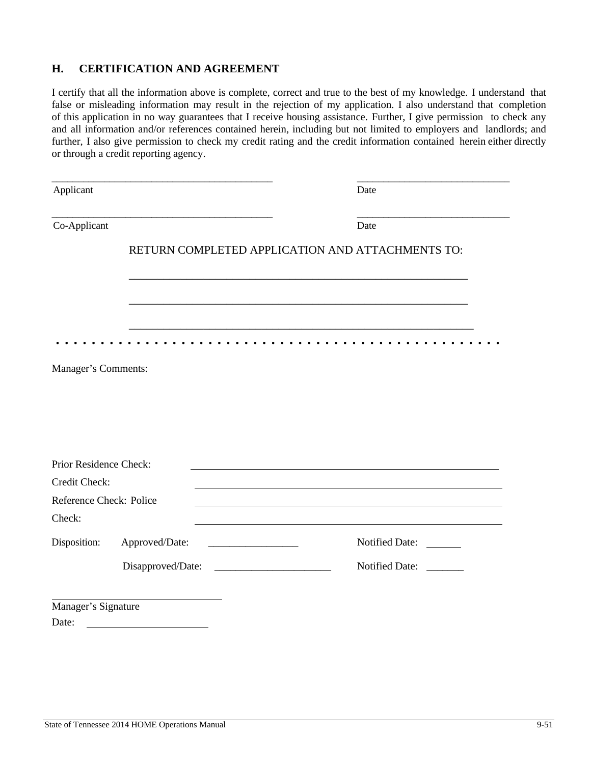## H. CERTIFICATION AND AGREEMENT

I certify that all the information above is complete, correct and true to the best of my knowledge. I understand that false or misleading information may result in the rejection of my application. I also understand that completion of this application in no way guarantees that I receive housing assistance. Further, I give permission to check any and all information and/or references contained herein, including but not limited to employers and landlords; and further, I also give permission to check my credit rating and the credit information contained herein either directly or through a credit reporting agency.

___________________________________________ &nbsp;&nbsp;&nbsp;&nbsp; _____________________________
Applicant &nbsp;&nbsp;&nbsp;&nbsp;&nbsp;&nbsp;&nbsp;&nbsp;&nbsp;&nbsp;&nbsp;&nbsp;&nbsp;&nbsp;&nbsp;&nbsp;&nbsp;&nbsp;&nbsp;&nbsp;&nbsp;&nbsp;&nbsp;&nbsp;&nbsp;&nbsp;&nbsp;&nbsp;&nbsp;&nbsp;&nbsp;&nbsp;&nbsp;&nbsp;&nbsp;&nbsp;&nbsp;&nbsp;&nbsp;&nbsp; Date

___________________________________________ &nbsp;&nbsp;&nbsp;&nbsp; _____________________________
Co-Applicant &nbsp;&nbsp;&nbsp;&nbsp;&nbsp;&nbsp;&nbsp;&nbsp;&nbsp;&nbsp;&nbsp;&nbsp;&nbsp;&nbsp;&nbsp;&nbsp;&nbsp;&nbsp;&nbsp;&nbsp;&nbsp;&nbsp;&nbsp;&nbsp;&nbsp;&nbsp;&nbsp;&nbsp;&nbsp;&nbsp;&nbsp;&nbsp;&nbsp;&nbsp;&nbsp; Date

RETURN COMPLETED APPLICATION AND ATTACHMENTS TO:

_______________________________________________________________

_______________________________________________________________

_______________________________________________________________

. . . . . . . . . . . . . . . . . . . . . . . . . . . . . . . . . . . . . . . . . . . . . . . . .

Manager's Comments:

Prior Residence Check: _______________________________________________

Credit Check: _______________________________________________

Reference Check: Police _______________________________________________

Check: _______________________________________________

Disposition: Approved/Date: _________________ &nbsp;&nbsp;&nbsp; Notified Date: ______

Disapproved/Date: ______________________ &nbsp;&nbsp;&nbsp; Notified Date: _______

________________________________
Manager's Signature

Date: _______________________